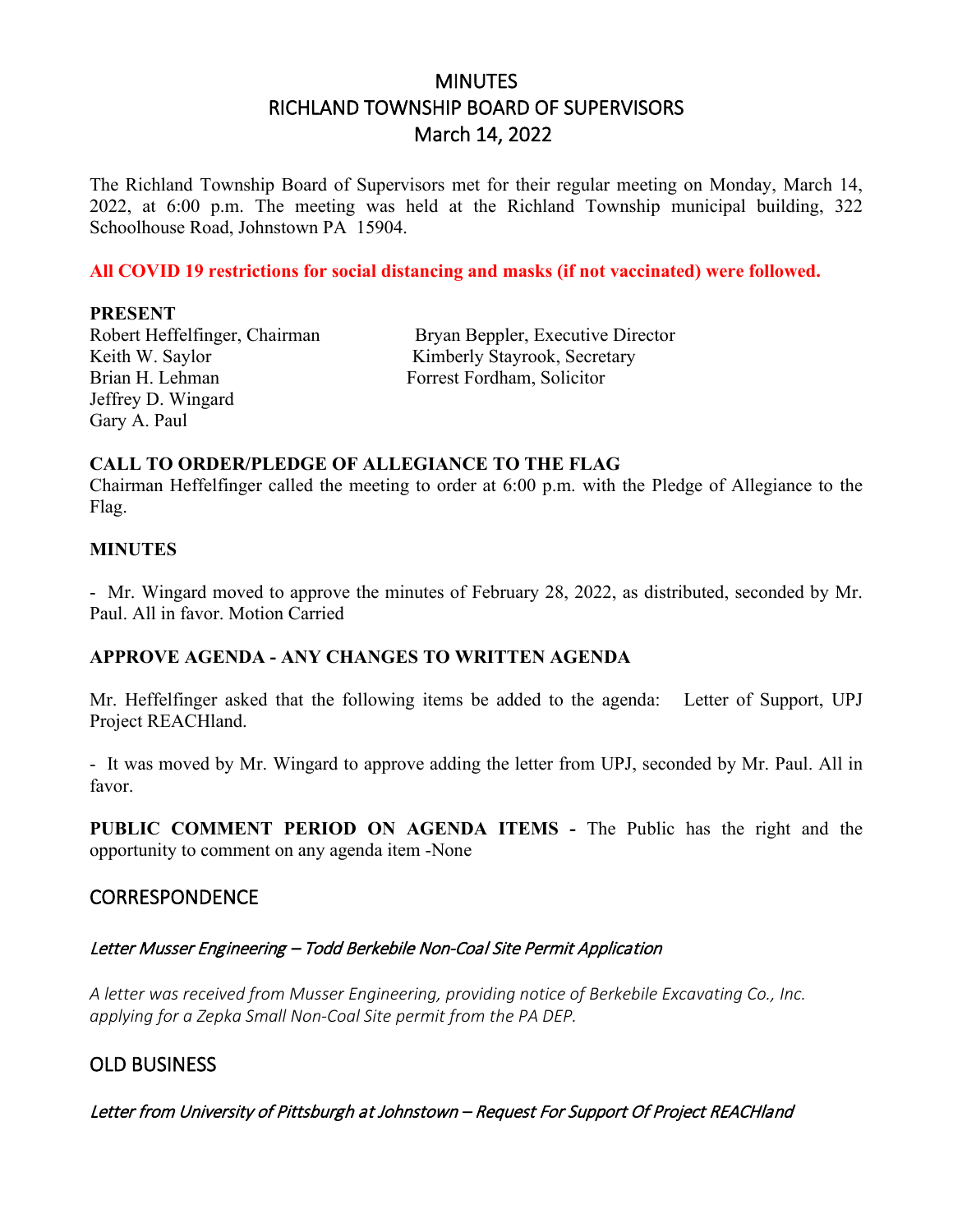# MINUTES
# RICHLAND TOWNSHIP BOARD OF SUPERVISORS
# March 14, 2022

The Richland Township Board of Supervisors met for their regular meeting on Monday, March 14, 2022, at 6:00 p.m. The meeting was held at the Richland Township municipal building, 322 Schoolhouse Road, Johnstown PA 15904.

**All COVID 19 restrictions for social distancing and masks (if not vaccinated) were followed.**

**PRESENT**

Robert Heffelfinger, Chairman
Keith W. Saylor
Brian H. Lehman
Jeffrey D. Wingard
Gary A. Paul

Bryan Beppler, Executive Director
Kimberly Stayrook, Secretary
Forrest Fordham, Solicitor

**CALL TO ORDER/PLEDGE OF ALLEGIANCE TO THE FLAG**

Chairman Heffelfinger called the meeting to order at 6:00 p.m. with the Pledge of Allegiance to the Flag.

**MINUTES**

- Mr. Wingard moved to approve the minutes of February 28, 2022, as distributed, seconded by Mr. Paul. All in favor. Motion Carried

**APPROVE AGENDA - ANY CHANGES TO WRITTEN AGENDA**

Mr. Heffelfinger asked that the following items be added to the agenda: Letter of Support, UPJ Project REACHland.

- It was moved by Mr. Wingard to approve adding the letter from UPJ, seconded by Mr. Paul. All in favor.

**PUBLIC COMMENT PERIOD ON AGENDA ITEMS -** The Public has the right and the opportunity to comment on any agenda item -None

## CORRESPONDENCE

*Letter Musser Engineering – Todd Berkebile Non-Coal Site Permit Application*

*A letter was received from Musser Engineering, providing notice of Berkebile Excavating Co., Inc. applying for a Zepka Small Non-Coal Site permit from the PA DEP.*

## OLD BUSINESS

*Letter from University of Pittsburgh at Johnstown – Request For Support Of Project REACHland*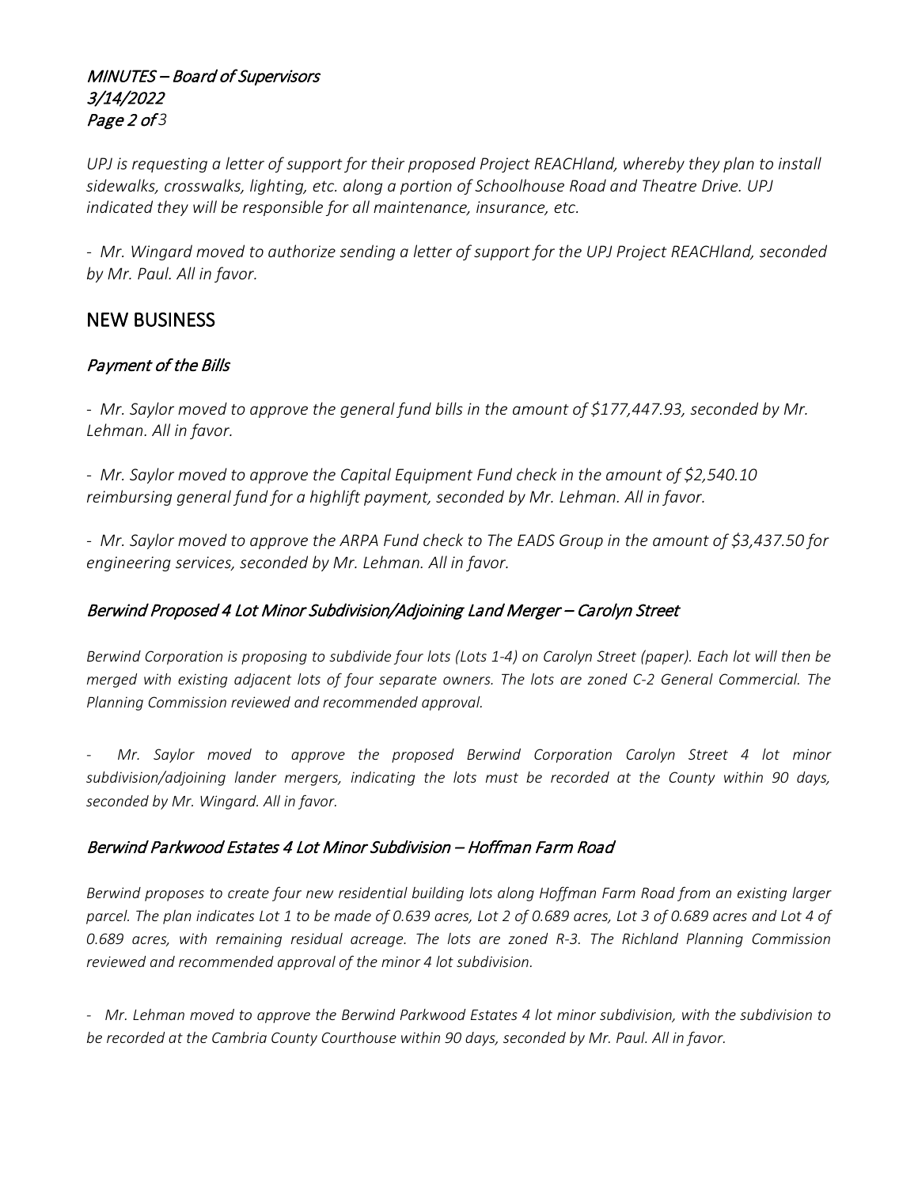*UPJ is requesting a letter of support for their proposed Project REACHland, whereby they plan to install sidewalks, crosswalks, lighting, etc. along a portion of Schoolhouse Road and Theatre Drive. UPJ indicated they will be responsible for all maintenance, insurance, etc.*

*- Mr. Wingard moved to authorize sending a letter of support for the UPJ Project REACHland, seconded by Mr. Paul. All in favor.*

## NEW BUSINESS

### *Payment of the Bills*

*- Mr. Saylor moved to approve the general fund bills in the amount of $177,447.93, seconded by Mr. Lehman. All in favor.*

*- Mr. Saylor moved to approve the Capital Equipment Fund check in the amount of $2,540.10 reimbursing general fund for a highlift payment, seconded by Mr. Lehman. All in favor.*

*- Mr. Saylor moved to approve the ARPA Fund check to The EADS Group in the amount of $3,437.50 for engineering services, seconded by Mr. Lehman. All in favor.*

### *Berwind Proposed 4 Lot Minor Subdivision/Adjoining Land Merger – Carolyn Street*

*Berwind Corporation is proposing to subdivide four lots (Lots 1-4) on Carolyn Street (paper). Each lot will then be merged with existing adjacent lots of four separate owners. The lots are zoned C-2 General Commercial. The Planning Commission reviewed and recommended approval.*

*- Mr. Saylor moved to approve the proposed Berwind Corporation Carolyn Street 4 lot minor subdivision/adjoining lander mergers, indicating the lots must be recorded at the County within 90 days, seconded by Mr. Wingard. All in favor.*

### *Berwind Parkwood Estates 4 Lot Minor Subdivision – Hoffman Farm Road*

*Berwind proposes to create four new residential building lots along Hoffman Farm Road from an existing larger parcel. The plan indicates Lot 1 to be made of 0.639 acres, Lot 2 of 0.689 acres, Lot 3 of 0.689 acres and Lot 4 of 0.689 acres, with remaining residual acreage. The lots are zoned R-3. The Richland Planning Commission reviewed and recommended approval of the minor 4 lot subdivision.*

*- Mr. Lehman moved to approve the Berwind Parkwood Estates 4 lot minor subdivision, with the subdivision to be recorded at the Cambria County Courthouse within 90 days, seconded by Mr. Paul. All in favor.*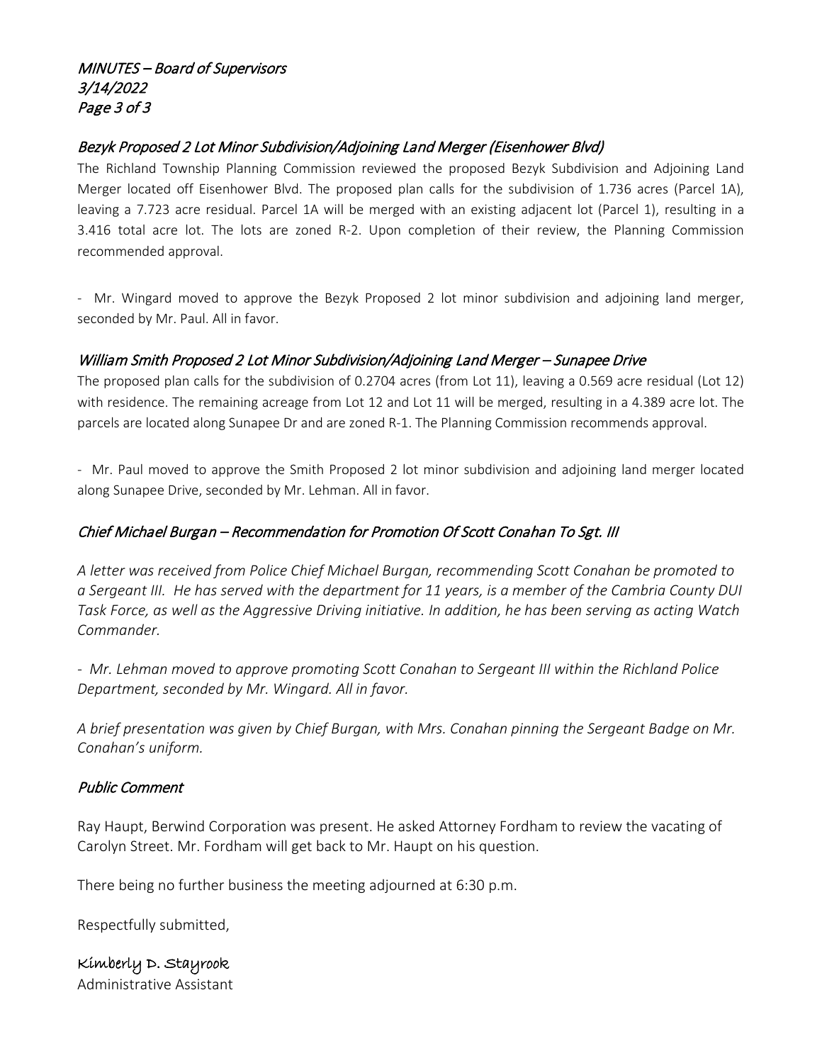## *Bezyk Proposed 2 Lot Minor Subdivision/Adjoining Land Merger (Eisenhower Blvd)*

The Richland Township Planning Commission reviewed the proposed Bezyk Subdivision and Adjoining Land Merger located off Eisenhower Blvd. The proposed plan calls for the subdivision of 1.736 acres (Parcel 1A), leaving a 7.723 acre residual. Parcel 1A will be merged with an existing adjacent lot (Parcel 1), resulting in a 3.416 total acre lot. The lots are zoned R-2. Upon completion of their review, the Planning Commission recommended approval.

- Mr. Wingard moved to approve the Bezyk Proposed 2 lot minor subdivision and adjoining land merger, seconded by Mr. Paul. All in favor.

## *William Smith Proposed 2 Lot Minor Subdivision/Adjoining Land Merger – Sunapee Drive*

The proposed plan calls for the subdivision of 0.2704 acres (from Lot 11), leaving a 0.569 acre residual (Lot 12) with residence. The remaining acreage from Lot 12 and Lot 11 will be merged, resulting in a 4.389 acre lot. The parcels are located along Sunapee Dr and are zoned R-1. The Planning Commission recommends approval.

- Mr. Paul moved to approve the Smith Proposed 2 lot minor subdivision and adjoining land merger located along Sunapee Drive, seconded by Mr. Lehman. All in favor.

## *Chief Michael Burgan – Recommendation for Promotion Of Scott Conahan To Sgt. III*

*A letter was received from Police Chief Michael Burgan, recommending Scott Conahan be promoted to a Sergeant III. He has served with the department for 11 years, is a member of the Cambria County DUI Task Force, as well as the Aggressive Driving initiative. In addition, he has been serving as acting Watch Commander.*

- *Mr. Lehman moved to approve promoting Scott Conahan to Sergeant III within the Richland Police Department, seconded by Mr. Wingard. All in favor.*

*A brief presentation was given by Chief Burgan, with Mrs. Conahan pinning the Sergeant Badge on Mr. Conahan's uniform.*

## *Public Comment*

Ray Haupt, Berwind Corporation was present. He asked Attorney Fordham to review the vacating of Carolyn Street. Mr. Fordham will get back to Mr. Haupt on his question.

There being no further business the meeting adjourned at 6:30 p.m.

Respectfully submitted,

Kimberly D. Stayrook
Administrative Assistant